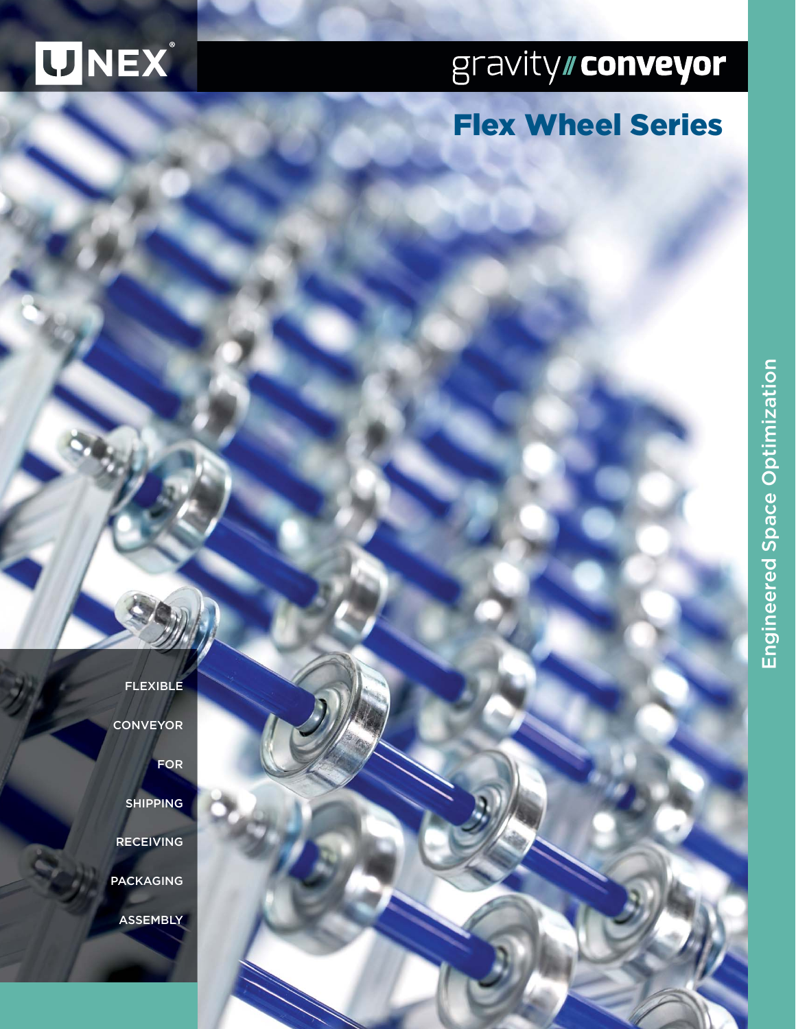UNEX®

# gravity// conveyor

## Flex Wheel Series

FLEXIBLE

CONVEYOR

FOR

SHIPPING

RECEIVING

PACKAGING

ASSEMBLY

Engineered Space Optimization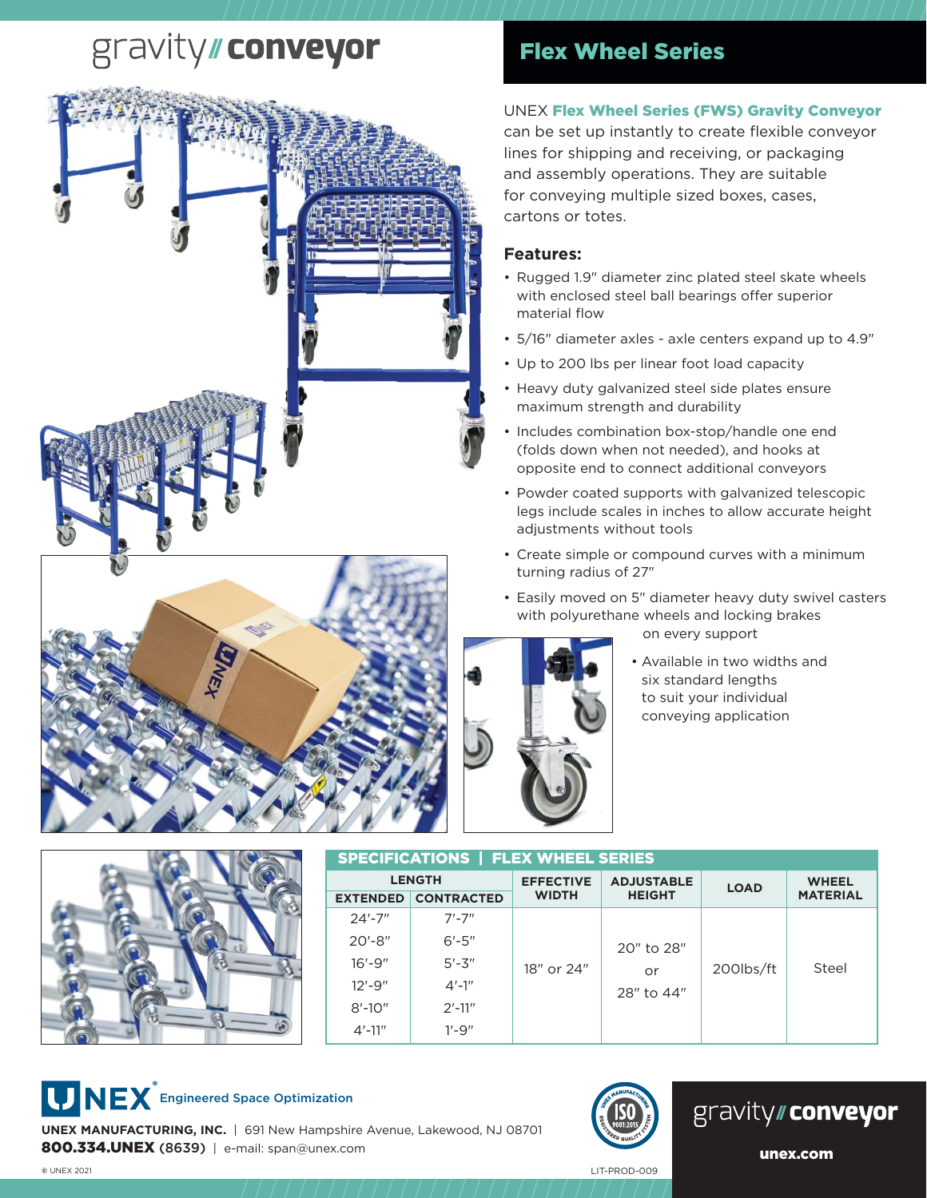# gravity// conveyor

## Flex Wheel Series

UNEX **Flex Wheel Series (FWS) Gravity Conveyor** can be set up instantly to create flexible conveyor lines for shipping and receiving, or packaging and assembly operations. They are suitable for conveying multiple sized boxes, cases, cartons or totes.

### Features:

- Rugged 1.9" diameter zinc plated steel skate wheels with enclosed steel ball bearings offer superior material flow
- 5/16" diameter axles - axle centers expand up to 4.9"
- Up to 200 lbs per linear foot load capacity
- Heavy duty galvanized steel side plates ensure maximum strength and durability
- Includes combination box-stop/handle one end (folds down when not needed), and hooks at opposite end to connect additional conveyors
- Powder coated supports with galvanized telescopic legs include scales in inches to allow accurate height adjustments without tools
- Create simple or compound curves with a minimum turning radius of 27"
- Easily moved on 5" diameter heavy duty swivel casters with polyurethane wheels and locking brakes on every support
- Available in two widths and six standard lengths to suit your individual conveying application

**SPECIFICATIONS | FLEX WHEEL SERIES**

| LENGTH | | EFFECTIVE WIDTH | ADJUSTABLE HEIGHT | LOAD | WHEEL MATERIAL |
|---|---|---|---|---|---|
| EXTENDED | CONTRACTED | | | | |
| 24'-7" | 7'-7" | 18" or 24" | 20" to 28" or 28" to 44" | 200lbs/ft | Steel |
| 20'-8" | 6'-5" | | | | |
| 16'-9" | 5'-3" | | | | |
| 12'-9" | 4'-1" | | | | |
| 8'-10" | 2'-11" | | | | |
| 4'-11" | 1'-9" | | | | |

UNEX® Engineered Space Optimization

**UNEX MANUFACTURING, INC.** | 691 New Hampshire Avenue, Lakewood, NJ 08701
**800.334.UNEX (8639)** | e-mail: span@unex.com

© UNEX 2021

LIT-PROD-009

gravity// conveyor

**unex.com**